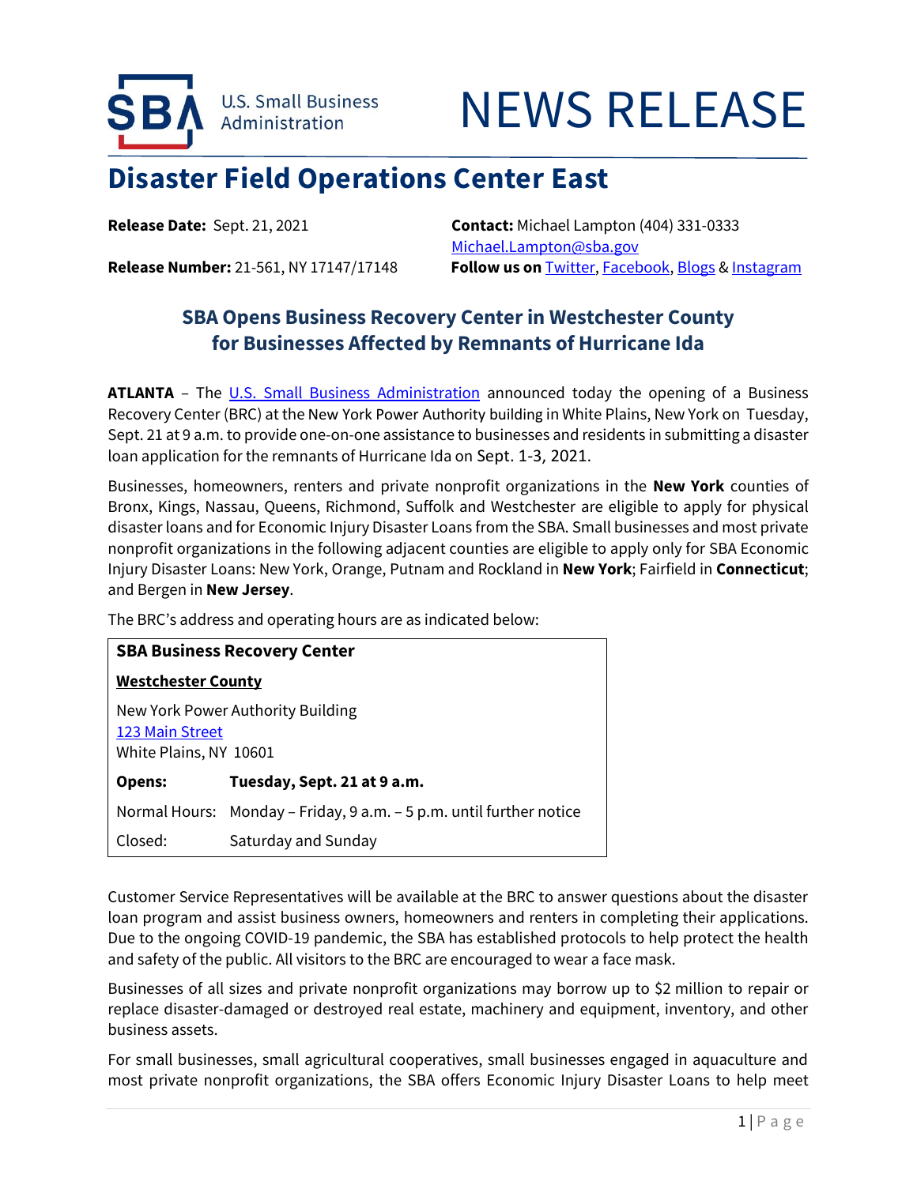U.S. Small Business Administration

# NEWS RELEASE

## Disaster Field Operations Center East

**Release Date:** Sept. 21, 2021

**Release Number:** 21-561, NY 17147/17148

**Contact:** Michael Lampton (404) 331-0333
Michael.Lampton@sba.gov

**Follow us on** Twitter, Facebook, Blogs & Instagram

### SBA Opens Business Recovery Center in Westchester County for Businesses Affected by Remnants of Hurricane Ida

**ATLANTA** – The U.S. Small Business Administration announced today the opening of a Business Recovery Center (BRC) at the New York Power Authority building in White Plains, New York on Tuesday, Sept. 21 at 9 a.m. to provide one-on-one assistance to businesses and residents in submitting a disaster loan application for the remnants of Hurricane Ida on Sept. 1-3, 2021.

Businesses, homeowners, renters and private nonprofit organizations in the **New York** counties of Bronx, Kings, Nassau, Queens, Richmond, Suffolk and Westchester are eligible to apply for physical disaster loans and for Economic Injury Disaster Loans from the SBA. Small businesses and most private nonprofit organizations in the following adjacent counties are eligible to apply only for SBA Economic Injury Disaster Loans: New York, Orange, Putnam and Rockland in **New York**; Fairfield in **Connecticut**; and Bergen in **New Jersey**.

The BRC's address and operating hours are as indicated below:

| **SBA Business Recovery Center** | |
|---|---|
| **Westchester County** | |
| New York Power Authority Building<br>123 Main Street<br>White Plains, NY 10601 | |
| **Opens:** | **Tuesday, Sept. 21 at 9 a.m.** |
| Normal Hours: | Monday – Friday, 9 a.m. – 5 p.m. until further notice |
| Closed: | Saturday and Sunday |

Customer Service Representatives will be available at the BRC to answer questions about the disaster loan program and assist business owners, homeowners and renters in completing their applications. Due to the ongoing COVID-19 pandemic, the SBA has established protocols to help protect the health and safety of the public. All visitors to the BRC are encouraged to wear a face mask.

Businesses of all sizes and private nonprofit organizations may borrow up to $2 million to repair or replace disaster-damaged or destroyed real estate, machinery and equipment, inventory, and other business assets.

For small businesses, small agricultural cooperatives, small businesses engaged in aquaculture and most private nonprofit organizations, the SBA offers Economic Injury Disaster Loans to help meet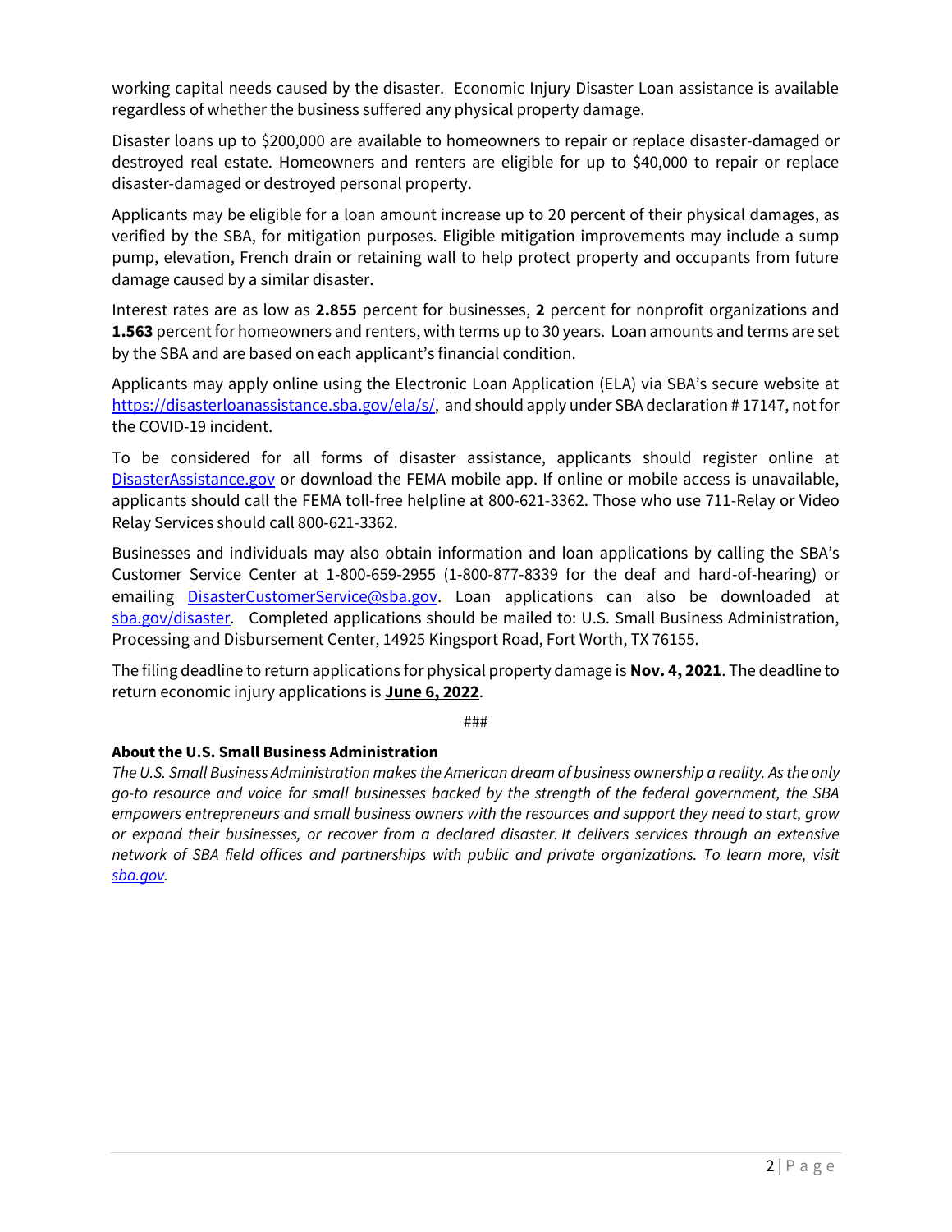working capital needs caused by the disaster. Economic Injury Disaster Loan assistance is available regardless of whether the business suffered any physical property damage.

Disaster loans up to $200,000 are available to homeowners to repair or replace disaster-damaged or destroyed real estate. Homeowners and renters are eligible for up to $40,000 to repair or replace disaster-damaged or destroyed personal property.

Applicants may be eligible for a loan amount increase up to 20 percent of their physical damages, as verified by the SBA, for mitigation purposes. Eligible mitigation improvements may include a sump pump, elevation, French drain or retaining wall to help protect property and occupants from future damage caused by a similar disaster.

Interest rates are as low as **2.855** percent for businesses, **2** percent for nonprofit organizations and **1.563** percent for homeowners and renters, with terms up to 30 years. Loan amounts and terms are set by the SBA and are based on each applicant's financial condition.

Applicants may apply online using the Electronic Loan Application (ELA) via SBA's secure website at [https://disasterloanassistance.sba.gov/ela/s/](https://disasterloanassistance.sba.gov/ela/s/), and should apply under SBA declaration # 17147, not for the COVID-19 incident.

To be considered for all forms of disaster assistance, applicants should register online at [DisasterAssistance.gov](https://DisasterAssistance.gov) or download the FEMA mobile app. If online or mobile access is unavailable, applicants should call the FEMA toll-free helpline at 800-621-3362. Those who use 711-Relay or Video Relay Services should call 800-621-3362.

Businesses and individuals may also obtain information and loan applications by calling the SBA's Customer Service Center at 1-800-659-2955 (1-800-877-8339 for the deaf and hard-of-hearing) or emailing [DisasterCustomerService@sba.gov](mailto:DisasterCustomerService@sba.gov). Loan applications can also be downloaded at [sba.gov/disaster](https://sba.gov/disaster). Completed applications should be mailed to: U.S. Small Business Administration, Processing and Disbursement Center, 14925 Kingsport Road, Fort Worth, TX 76155.

The filing deadline to return applications for physical property damage is **Nov. 4, 2021**. The deadline to return economic injury applications is **June 6, 2022**.

###

**About the U.S. Small Business Administration**

*The U.S. Small Business Administration makes the American dream of business ownership a reality. As the only go-to resource and voice for small businesses backed by the strength of the federal government, the SBA empowers entrepreneurs and small business owners with the resources and support they need to start, grow or expand their businesses, or recover from a declared disaster. It delivers services through an extensive network of SBA field offices and partnerships with public and private organizations. To learn more, visit [sba.gov](https://sba.gov).*